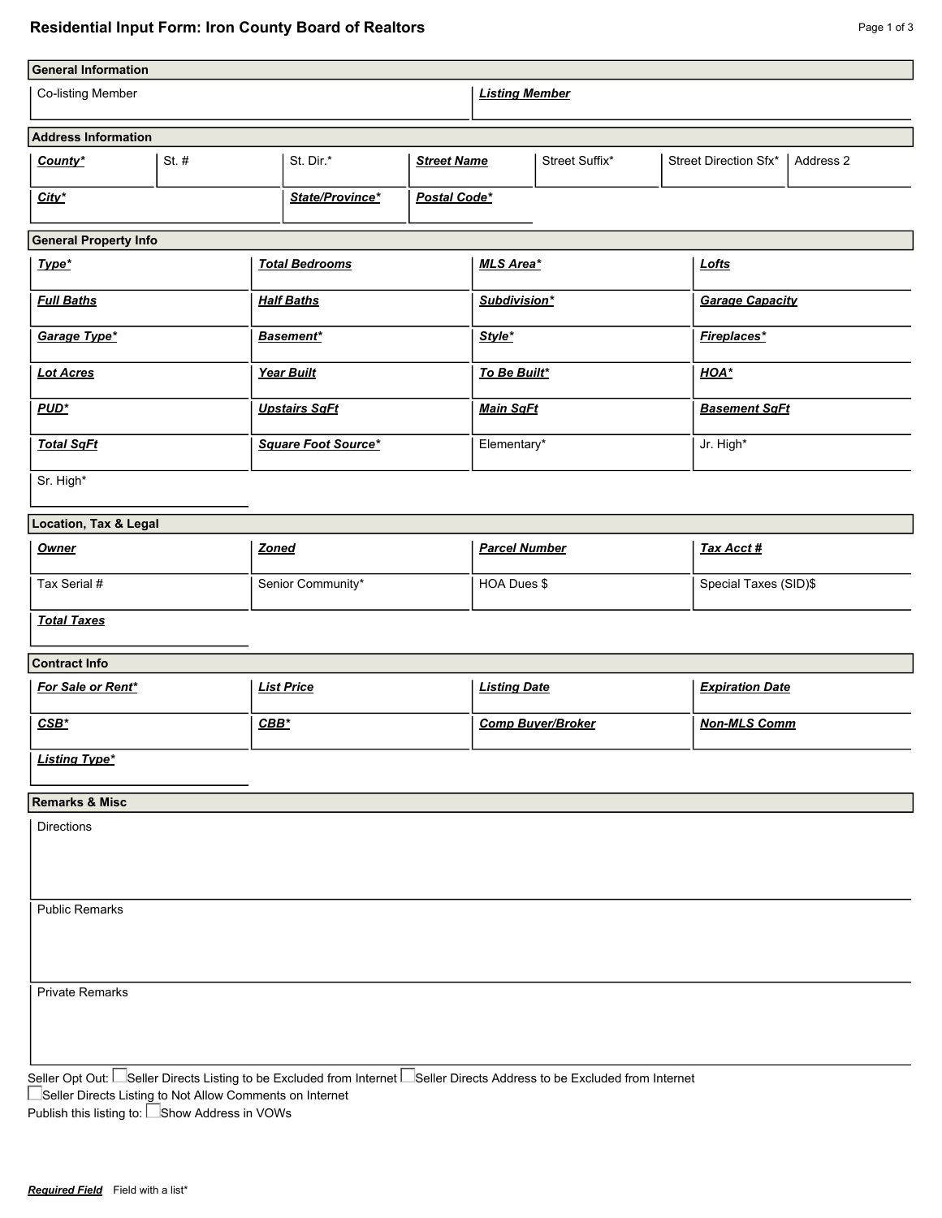# Residential Input Form: Iron County Board of Realtors

## General Information

| Co-listing Member | ***Listing Member*** |
|---|---|
| | |

## Address Information

| ***County**** | St. # | St. Dir.* | ***Street Name*** | Street Suffix* | Street Direction Sfx* | Address 2 |
|---|---|---|---|---|---|---|
| | | | | | | |

| ***City**** | ***State/Province**** | ***Postal Code**** |
|---|---|---|
| | | |

## General Property Info

| | | | |
|---|---|---|---|
| ***Type**** | ***Total Bedrooms*** | ***MLS Area**** | ***Lofts*** |
| ***Full Baths*** | ***Half Baths*** | ***Subdivision**** | ***Garage Capacity*** |
| ***Garage Type**** | ***Basement**** | ***Style**** | ***Fireplaces**** |
| ***Lot Acres*** | ***Year Built*** | ***To Be Built**** | ***HOA**** |
| ***PUD**** | ***Upstairs SqFt*** | ***Main SqFt*** | ***Basement SqFt*** |
| ***Total SqFt*** | ***Square Foot Source**** | Elementary* | Jr. High* |
| Sr. High* | | | |

## Location, Tax & Legal

| | | | |
|---|---|---|---|
| ***Owner*** | ***Zoned*** | ***Parcel Number*** | ***Tax Acct #*** |
| Tax Serial # | Senior Community* | HOA Dues $ | Special Taxes (SID)$ |
| ***Total Taxes*** | | | |

## Contract Info

| | | | |
|---|---|---|---|
| ***For Sale or Rent**** | ***List Price*** | ***Listing Date*** | ***Expiration Date*** |
| ***CSB**** | ***CBB**** | ***Comp Buyer/Broker*** | ***Non-MLS Comm*** |
| ***Listing Type**** | | | |

## Remarks & Misc

Directions

Public Remarks

Private Remarks

Seller Opt Out: ☐ Seller Directs Listing to be Excluded from Internet ☐ Seller Directs Address to be Excluded from Internet
☐ Seller Directs Listing to Not Allow Comments on Internet
Publish this listing to: ☐ Show Address in VOWs

***Required Field*** Field with a list*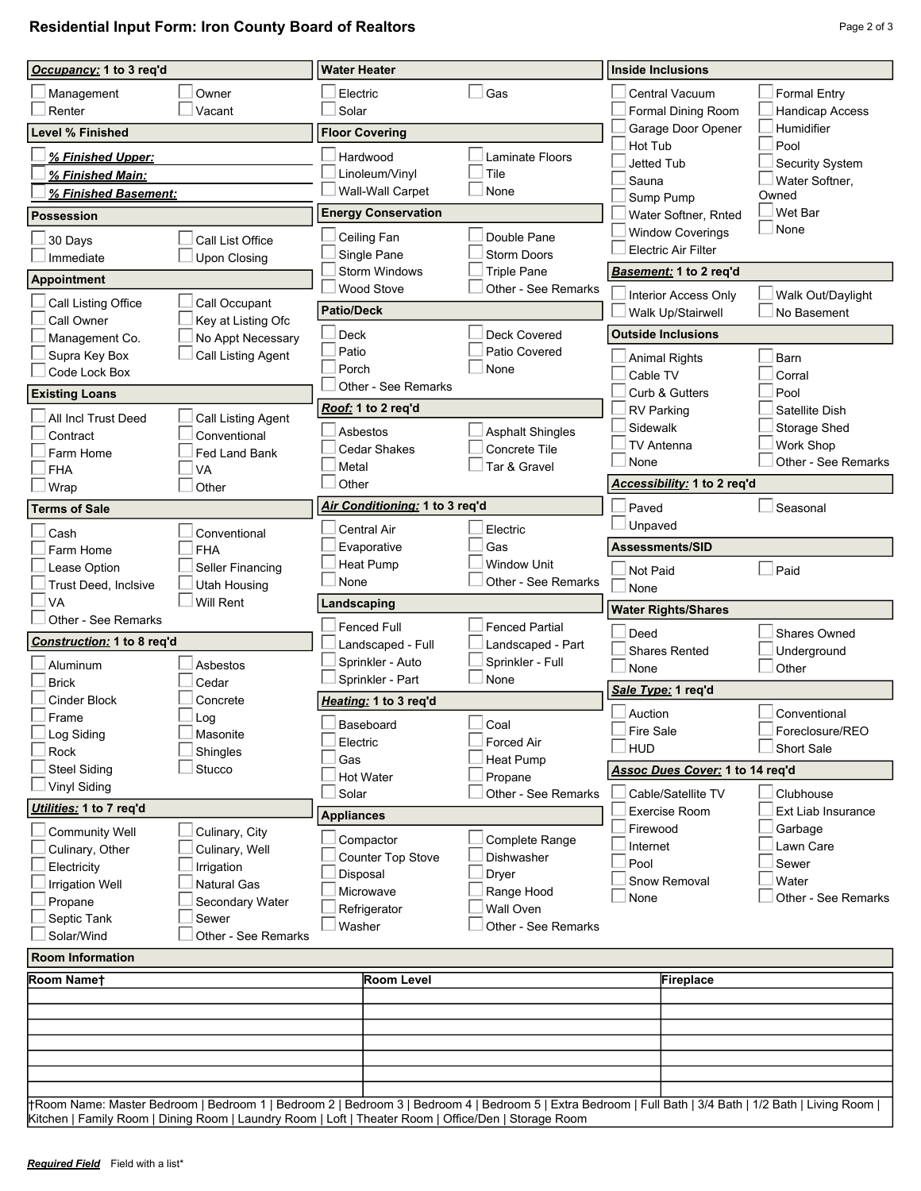# Residential Input Form: Iron County Board of Realtors

## ***Occupancy:*** 1 to 3 req'd

- [ ] Management
- [ ] Owner
- [ ] Renter
- [ ] Vacant

## Level % Finished

- [ ] ***% Finished Upper:***
- [ ] ***% Finished Main:***
- [ ] ***% Finished Basement:***

## Possession

- [ ] 30 Days
- [ ] Call List Office
- [ ] Immediate
- [ ] Upon Closing

## Appointment

- [ ] Call Listing Office
- [ ] Call Occupant
- [ ] Call Owner
- [ ] Key at Listing Ofc
- [ ] Management Co.
- [ ] No Appt Necessary
- [ ] Supra Key Box
- [ ] Call Listing Agent
- [ ] Code Lock Box

## Existing Loans

- [ ] All Incl Trust Deed
- [ ] Call Listing Agent
- [ ] Contract
- [ ] Conventional
- [ ] Farm Home
- [ ] Fed Land Bank
- [ ] FHA
- [ ] VA
- [ ] Wrap
- [ ] Other

## Terms of Sale

- [ ] Cash
- [ ] Conventional
- [ ] Farm Home
- [ ] FHA
- [ ] Lease Option
- [ ] Seller Financing
- [ ] Trust Deed, Inclsive
- [ ] Utah Housing
- [ ] VA
- [ ] Will Rent
- [ ] Other - See Remarks

## ***Construction:*** 1 to 8 req'd

- [ ] Aluminum
- [ ] Asbestos
- [ ] Brick
- [ ] Cedar
- [ ] Cinder Block
- [ ] Concrete
- [ ] Frame
- [ ] Log
- [ ] Log Siding
- [ ] Masonite
- [ ] Rock
- [ ] Shingles
- [ ] Steel Siding
- [ ] Stucco
- [ ] Vinyl Siding

## ***Utilities:*** 1 to 7 req'd

- [ ] Community Well
- [ ] Culinary, City
- [ ] Culinary, Other
- [ ] Culinary, Well
- [ ] Electricity
- [ ] Irrigation
- [ ] Irrigation Well
- [ ] Natural Gas
- [ ] Propane
- [ ] Secondary Water
- [ ] Septic Tank
- [ ] Sewer
- [ ] Solar/Wind
- [ ] Other - See Remarks

## Water Heater

- [ ] Electric
- [ ] Gas
- [ ] Solar

## Floor Covering

- [ ] Hardwood
- [ ] Laminate Floors
- [ ] Linoleum/Vinyl
- [ ] Tile
- [ ] Wall-Wall Carpet
- [ ] None

## Energy Conservation

- [ ] Ceiling Fan
- [ ] Double Pane
- [ ] Single Pane
- [ ] Storm Doors
- [ ] Storm Windows
- [ ] Triple Pane
- [ ] Wood Stove
- [ ] Other - See Remarks

## Patio/Deck

- [ ] Deck
- [ ] Deck Covered
- [ ] Patio
- [ ] Patio Covered
- [ ] Porch
- [ ] None
- [ ] Other - See Remarks

## ***Roof:*** 1 to 2 req'd

- [ ] Asbestos
- [ ] Asphalt Shingles
- [ ] Cedar Shakes
- [ ] Concrete Tile
- [ ] Metal
- [ ] Tar & Gravel
- [ ] Other

## ***Air Conditioning:*** 1 to 3 req'd

- [ ] Central Air
- [ ] Electric
- [ ] Evaporative
- [ ] Gas
- [ ] Heat Pump
- [ ] Window Unit
- [ ] None
- [ ] Other - See Remarks

## Landscaping

- [ ] Fenced Full
- [ ] Fenced Partial
- [ ] Landscaped - Full
- [ ] Landscaped - Part
- [ ] Sprinkler - Auto
- [ ] Sprinkler - Full
- [ ] Sprinkler - Part
- [ ] None

## ***Heating:*** 1 to 3 req'd

- [ ] Baseboard
- [ ] Coal
- [ ] Electric
- [ ] Forced Air
- [ ] Gas
- [ ] Heat Pump
- [ ] Hot Water
- [ ] Propane
- [ ] Solar
- [ ] Other - See Remarks

## Appliances

- [ ] Compactor
- [ ] Complete Range
- [ ] Counter Top Stove
- [ ] Dishwasher
- [ ] Disposal
- [ ] Dryer
- [ ] Microwave
- [ ] Range Hood
- [ ] Refrigerator
- [ ] Wall Oven
- [ ] Washer
- [ ] Other - See Remarks

## Inside Inclusions

- [ ] Central Vacuum
- [ ] Formal Entry
- [ ] Formal Dining Room
- [ ] Handicap Access
- [ ] Garage Door Opener
- [ ] Humidifier
- [ ] Hot Tub
- [ ] Pool
- [ ] Jetted Tub
- [ ] Security System
- [ ] Sauna
- [ ] Water Softner, Owned
- [ ] Sump Pump
- [ ] Wet Bar
- [ ] Water Softner, Rnted
- [ ] None
- [ ] Window Coverings
- [ ] Electric Air Filter

## ***Basement:*** 1 to 2 req'd

- [ ] Interior Access Only
- [ ] Walk Out/Daylight
- [ ] Walk Up/Stairwell
- [ ] No Basement

## Outside Inclusions

- [ ] Animal Rights
- [ ] Barn
- [ ] Cable TV
- [ ] Corral
- [ ] Curb & Gutters
- [ ] Pool
- [ ] RV Parking
- [ ] Satellite Dish
- [ ] Sidewalk
- [ ] Storage Shed
- [ ] TV Antenna
- [ ] Work Shop
- [ ] None
- [ ] Other - See Remarks

## ***Accessibility:*** 1 to 2 req'd

- [ ] Paved
- [ ] Seasonal
- [ ] Unpaved

## Assessments/SID

- [ ] Not Paid
- [ ] Paid
- [ ] None

## Water Rights/Shares

- [ ] Deed
- [ ] Shares Owned
- [ ] Shares Rented
- [ ] Underground
- [ ] None
- [ ] Other

## ***Sale Type:*** 1 req'd

- [ ] Auction
- [ ] Conventional
- [ ] Fire Sale
- [ ] Foreclosure/REO
- [ ] HUD
- [ ] Short Sale

## ***Assoc Dues Cover:*** 1 to 14 req'd

- [ ] Cable/Satellite TV
- [ ] Clubhouse
- [ ] Exercise Room
- [ ] Ext Liab Insurance
- [ ] Firewood
- [ ] Garbage
- [ ] Internet
- [ ] Lawn Care
- [ ] Pool
- [ ] Sewer
- [ ] Snow Removal
- [ ] Water
- [ ] None
- [ ] Other - See Remarks

## Room Information

| Room Name† | Room Level | Fireplace |
|---|---|---|
| | | |
| | | |
| | | |
| | | |
| | | |
| | | |
| | | |

†Room Name: Master Bedroom | Bedroom 1 | Bedroom 2 | Bedroom 3 | Bedroom 4 | Bedroom 5 | Extra Bedroom | Full Bath | 3/4 Bath | 1/2 Bath | Living Room | Kitchen | Family Room | Dining Room | Laundry Room | Loft | Theater Room | Office/Den | Storage Room

***Required Field*** Field with a list*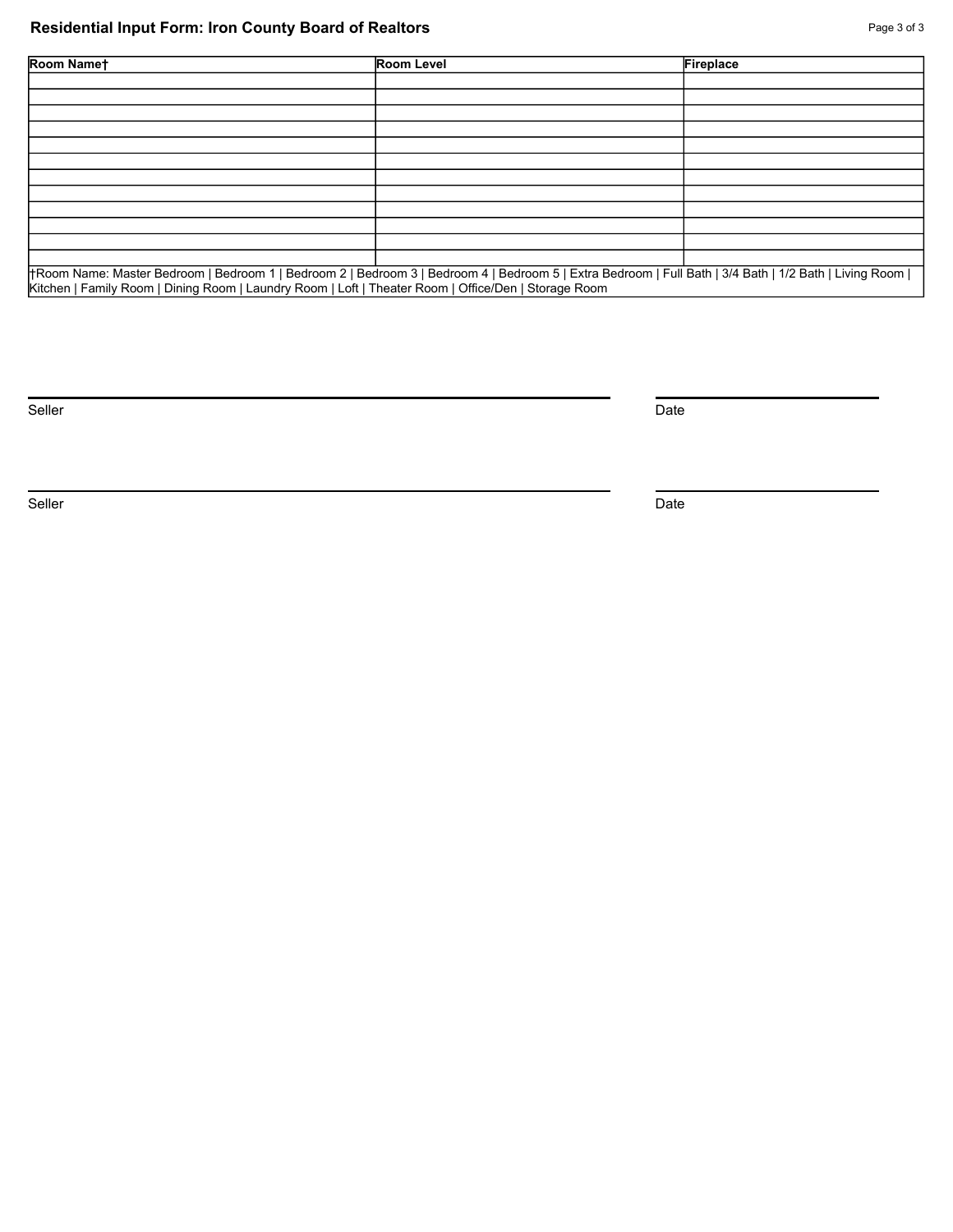## Residential Input Form: Iron County Board of Realtors

| Room Name† | Room Level | Fireplace |
|---|---|---|
| | | |
| | | |
| | | |
| | | |
| | | |
| | | |
| | | |
| | | |
| | | |
| | | |
| | | |
| | | |

†Room Name: Master Bedroom | Bedroom 1 | Bedroom 2 | Bedroom 3 | Bedroom 4 | Bedroom 5 | Extra Bedroom | Full Bath | 3/4 Bath | 1/2 Bath | Living Room | Kitchen | Family Room | Dining Room | Laundry Room | Loft | Theater Room | Office/Den | Storage Room

Seller ______________________________ Date ______________

Seller ______________________________ Date ______________